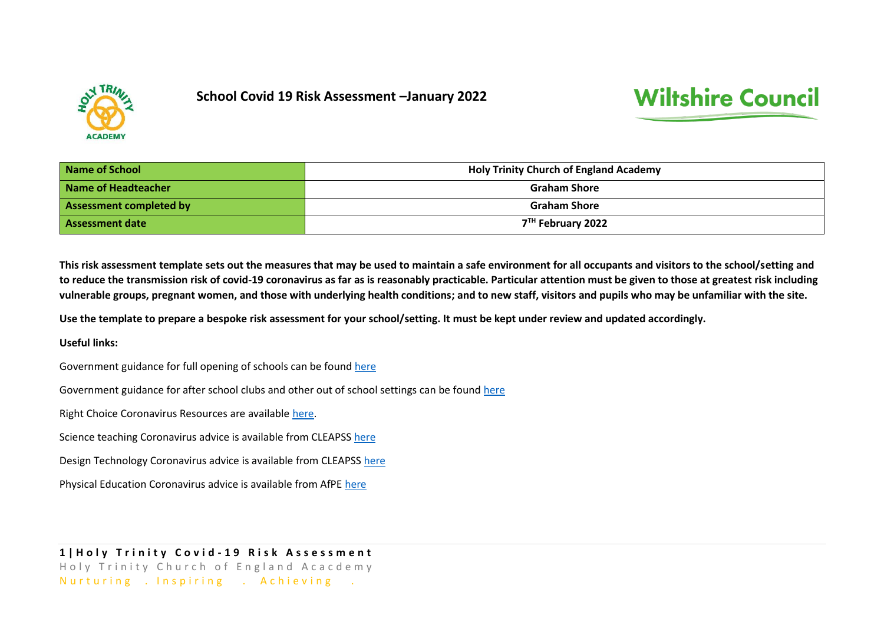# School Covid 19 Risk Assessment –January 2022

| | |
|---|---|
| **Name of School** | **Holy Trinity Church of England Academy** |
| **Name of Headteacher** | **Graham Shore** |
| **Assessment completed by** | **Graham Shore** |
| **Assessment date** | **7TH February 2022** |

**This risk assessment template sets out the measures that may be used to maintain a safe environment for all occupants and visitors to the school/setting and to reduce the transmission risk of covid-19 coronavirus as far as is reasonably practicable. Particular attention must be given to those at greatest risk including vulnerable groups, pregnant women, and those with underlying health conditions; and to new staff, visitors and pupils who may be unfamiliar with the site.**

**Use the template to prepare a bespoke risk assessment for your school/setting. It must be kept under review and updated accordingly.**

**Useful links:**

Government guidance for full opening of schools can be found here

Government guidance for after school clubs and other out of school settings can be found here

Right Choice Coronavirus Resources are available here.

Science teaching Coronavirus advice is available from CLEAPSS here

Design Technology Coronavirus advice is available from CLEAPSS here

Physical Education Coronavirus advice is available from AfPE here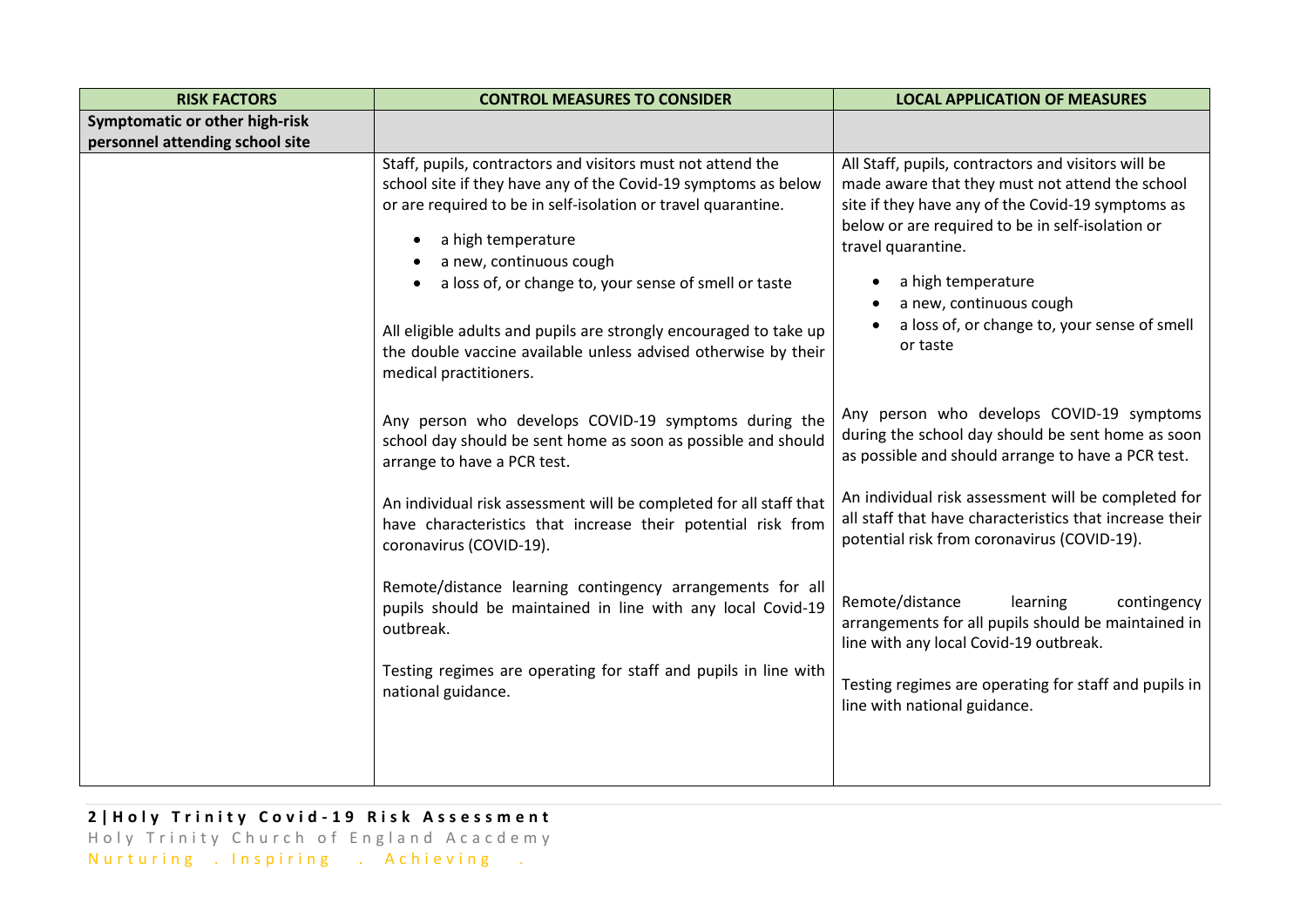| RISK FACTORS | CONTROL MEASURES TO CONSIDER | LOCAL APPLICATION OF MEASURES |
|---|---|---|
| **Symptomatic or other high-risk personnel attending school site** | | |
| | Staff, pupils, contractors and visitors must not attend the school site if they have any of the Covid-19 symptoms as below or are required to be in self-isolation or travel quarantine.<br>• a high temperature<br>• a new, continuous cough<br>• a loss of, or change to, your sense of smell or taste<br><br>All eligible adults and pupils are strongly encouraged to take up the double vaccine available unless advised otherwise by their medical practitioners.<br><br>Any person who develops COVID-19 symptoms during the school day should be sent home as soon as possible and should arrange to have a PCR test.<br><br>An individual risk assessment will be completed for all staff that have characteristics that increase their potential risk from coronavirus (COVID-19).<br><br>Remote/distance learning contingency arrangements for all pupils should be maintained in line with any local Covid-19 outbreak.<br><br>Testing regimes are operating for staff and pupils in line with national guidance. | All Staff, pupils, contractors and visitors will be made aware that they must not attend the school site if they have any of the Covid-19 symptoms as below or are required to be in self-isolation or travel quarantine.<br>• a high temperature<br>• a new, continuous cough<br>• a loss of, or change to, your sense of smell or taste<br><br>Any person who develops COVID-19 symptoms during the school day should be sent home as soon as possible and should arrange to have a PCR test.<br><br>An individual risk assessment will be completed for all staff that have characteristics that increase their potential risk from coronavirus (COVID-19).<br><br>Remote/distance learning contingency arrangements for all pupils should be maintained in line with any local Covid-19 outbreak.<br><br>Testing regimes are operating for staff and pupils in line with national guidance. |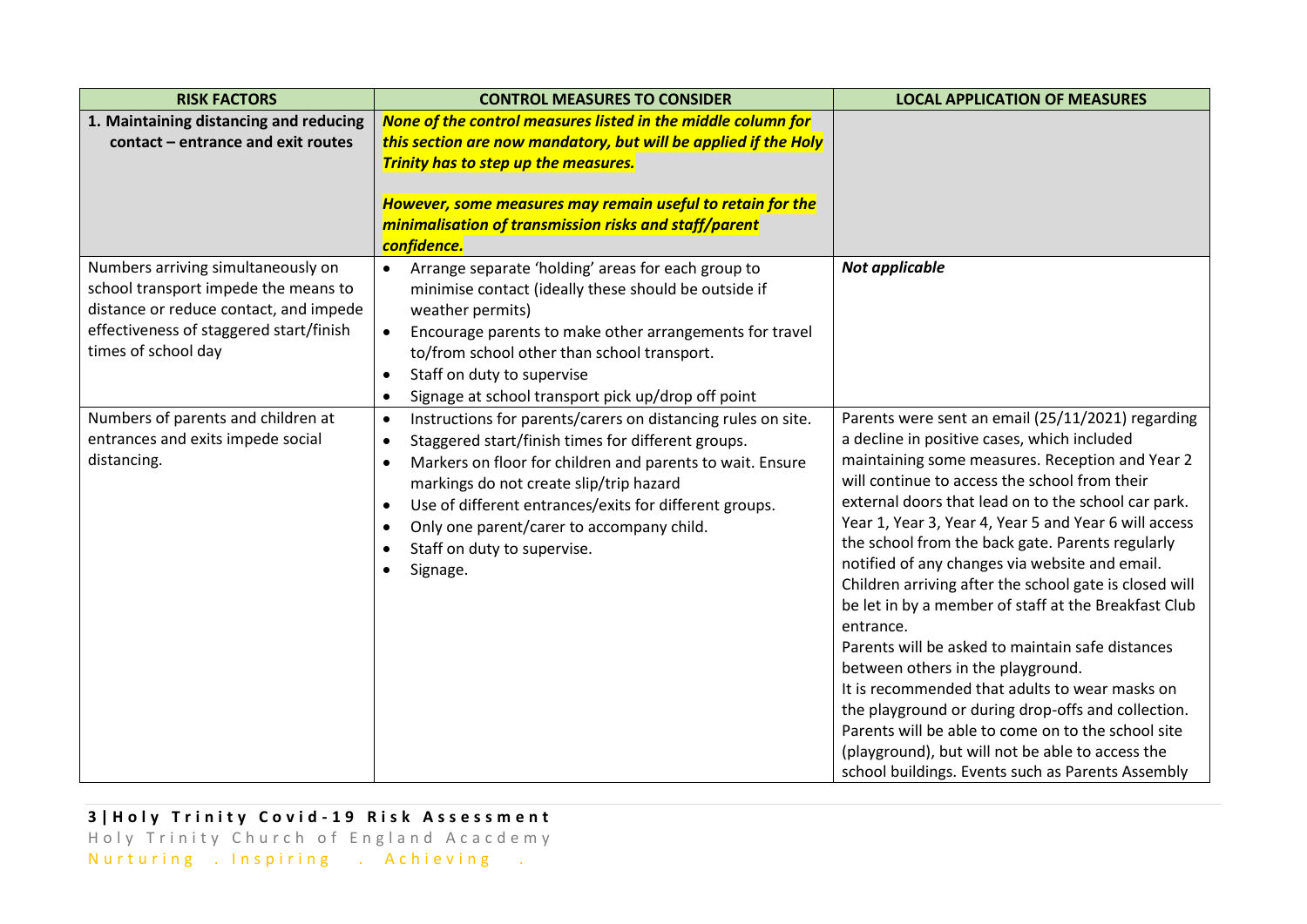| RISK FACTORS | CONTROL MEASURES TO CONSIDER | LOCAL APPLICATION OF MEASURES |
|---|---|---|
| **1. Maintaining distancing and reducing contact – entrance and exit routes** | ***None of the control measures listed in the middle column for this section are now mandatory, but will be applied if the Holy Trinity has to step up the measures.***<br><br>***However, some measures may remain useful to retain for the minimalisation of transmission risks and staff/parent confidence.*** | |
| Numbers arriving simultaneously on school transport impede the means to distance or reduce contact, and impede effectiveness of staggered start/finish times of school day | • Arrange separate 'holding' areas for each group to minimise contact (ideally these should be outside if weather permits)<br>• Encourage parents to make other arrangements for travel to/from school other than school transport.<br>• Staff on duty to supervise<br>• Signage at school transport pick up/drop off point | ***Not applicable*** |
| Numbers of parents and children at entrances and exits impede social distancing. | • Instructions for parents/carers on distancing rules on site.<br>• Staggered start/finish times for different groups.<br>• Markers on floor for children and parents to wait. Ensure markings do not create slip/trip hazard<br>• Use of different entrances/exits for different groups.<br>• Only one parent/carer to accompany child.<br>• Staff on duty to supervise.<br>• Signage. | Parents were sent an email (25/11/2021) regarding a decline in positive cases, which included maintaining some measures. Reception and Year 2 will continue to access the school from their external doors that lead on to the school car park. Year 1, Year 3, Year 4, Year 5 and Year 6 will access the school from the back gate. Parents regularly notified of any changes via website and email. Children arriving after the school gate is closed will be let in by a member of staff at the Breakfast Club entrance.<br>Parents will be asked to maintain safe distances between others in the playground.<br>It is recommended that adults to wear masks on the playground or during drop-offs and collection.<br>Parents will be able to come on to the school site (playground), but will not be able to access the school buildings. Events such as Parents Assembly |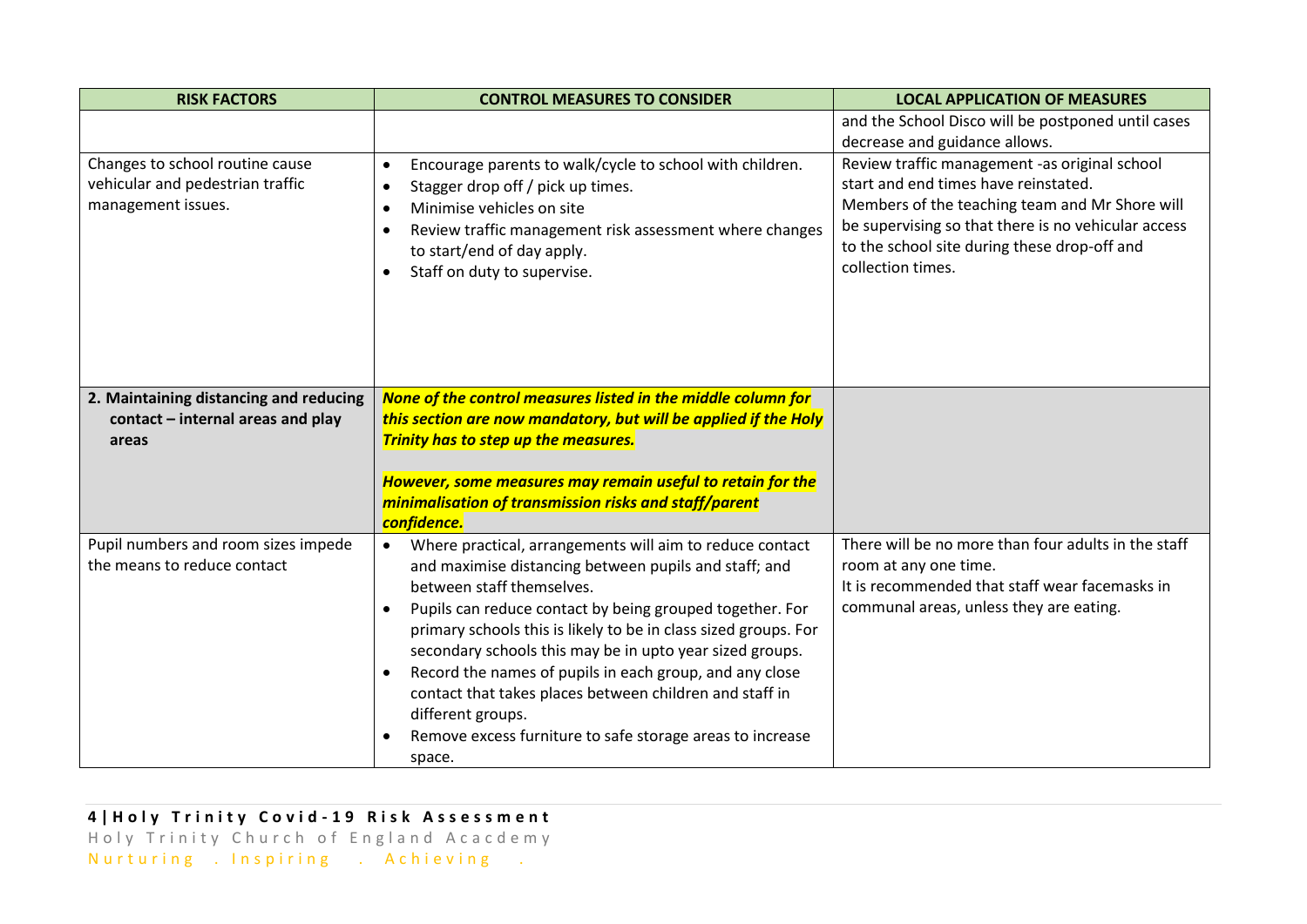| RISK FACTORS | CONTROL MEASURES TO CONSIDER | LOCAL APPLICATION OF MEASURES |
| --- | --- | --- |
| | | and the School Disco will be postponed until cases decrease and guidance allows. |
| Changes to school routine cause vehicular and pedestrian traffic management issues. | • Encourage parents to walk/cycle to school with children.<br>• Stagger drop off / pick up times.<br>• Minimise vehicles on site<br>• Review traffic management risk assessment where changes to start/end of day apply.<br>• Staff on duty to supervise. | Review traffic management -as original school start and end times have reinstated.<br>Members of the teaching team and Mr Shore will be supervising so that there is no vehicular access to the school site during these drop-off and collection times. |
| **2. Maintaining distancing and reducing contact – internal areas and play areas** | ***None of the control measures listed in the middle column for this section are now mandatory, but will be applied if the Holy Trinity has to step up the measures.***<br><br>***However, some measures may remain useful to retain for the minimalisation of transmission risks and staff/parent confidence.*** | |
| Pupil numbers and room sizes impede the means to reduce contact | • Where practical, arrangements will aim to reduce contact and maximise distancing between pupils and staff; and between staff themselves.<br>• Pupils can reduce contact by being grouped together. For primary schools this is likely to be in class sized groups. For secondary schools this may be in upto year sized groups.<br>• Record the names of pupils in each group, and any close contact that takes places between children and staff in different groups.<br>• Remove excess furniture to safe storage areas to increase space. | There will be no more than four adults in the staff room at any one time.<br>It is recommended that staff wear facemasks in communal areas, unless they are eating. |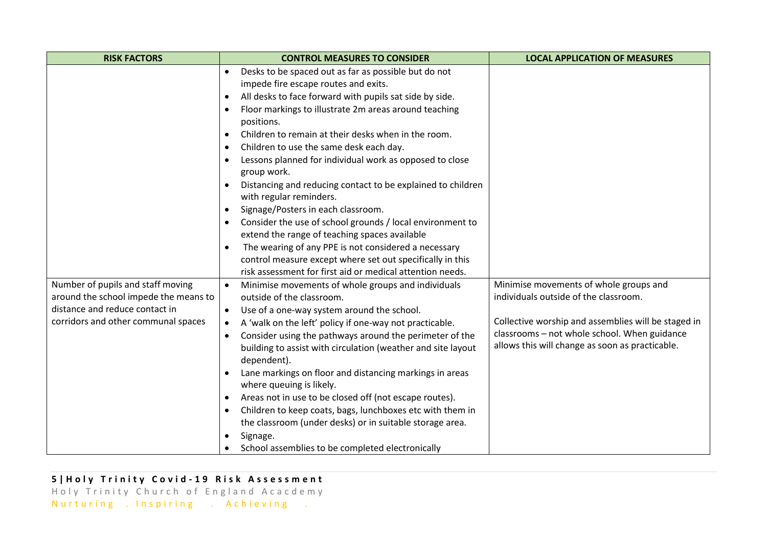| RISK FACTORS | CONTROL MEASURES TO CONSIDER | LOCAL APPLICATION OF MEASURES |
|---|---|---|
| | • Desks to be spaced out as far as possible but do not impede fire escape routes and exits.<br>• All desks to face forward with pupils sat side by side.<br>• Floor markings to illustrate 2m areas around teaching positions.<br>• Children to remain at their desks when in the room.<br>• Children to use the same desk each day.<br>• Lessons planned for individual work as opposed to close group work.<br>• Distancing and reducing contact to be explained to children with regular reminders.<br>• Signage/Posters in each classroom.<br>• Consider the use of school grounds / local environment to extend the range of teaching spaces available<br>• The wearing of any PPE is not considered a necessary control measure except where set out specifically in this risk assessment for first aid or medical attention needs. | |
| Number of pupils and staff moving around the school impede the means to distance and reduce contact in corridors and other communal spaces | • Minimise movements of whole groups and individuals outside of the classroom.<br>• Use of a one-way system around the school.<br>• A 'walk on the left' policy if one-way not practicable.<br>• Consider using the pathways around the perimeter of the building to assist with circulation (weather and site layout dependent).<br>• Lane markings on floor and distancing markings in areas where queuing is likely.<br>• Areas not in use to be closed off (not escape routes).<br>• Children to keep coats, bags, lunchboxes etc with them in the classroom (under desks) or in suitable storage area.<br>• Signage.<br>• School assemblies to be completed electronically | Minimise movements of whole groups and individuals outside of the classroom.<br><br>Collective worship and assemblies will be staged in classrooms – not whole school. When guidance allows this will change as soon as practicable. |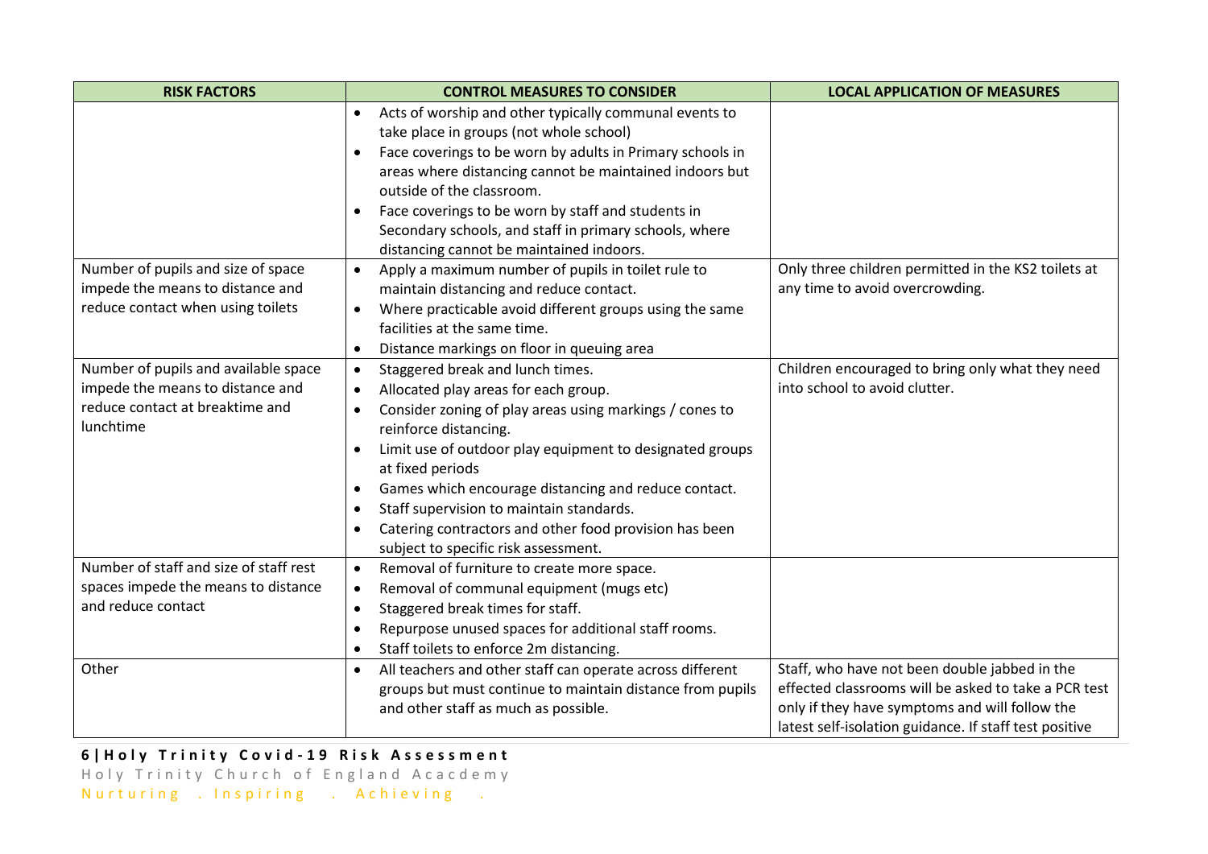| RISK FACTORS | CONTROL MEASURES TO CONSIDER | LOCAL APPLICATION OF MEASURES |
| --- | --- | --- |
| | • Acts of worship and other typically communal events to take place in groups (not whole school)<br>• Face coverings to be worn by adults in Primary schools in areas where distancing cannot be maintained indoors but outside of the classroom.<br>• Face coverings to be worn by staff and students in Secondary schools, and staff in primary schools, where distancing cannot be maintained indoors. | |
| Number of pupils and size of space impede the means to distance and reduce contact when using toilets | • Apply a maximum number of pupils in toilet rule to maintain distancing and reduce contact.<br>• Where practicable avoid different groups using the same facilities at the same time.<br>• Distance markings on floor in queuing area | Only three children permitted in the KS2 toilets at any time to avoid overcrowding. |
| Number of pupils and available space impede the means to distance and reduce contact at breaktime and lunchtime | • Staggered break and lunch times.<br>• Allocated play areas for each group.<br>• Consider zoning of play areas using markings / cones to reinforce distancing.<br>• Limit use of outdoor play equipment to designated groups at fixed periods<br>• Games which encourage distancing and reduce contact.<br>• Staff supervision to maintain standards.<br>• Catering contractors and other food provision has been subject to specific risk assessment. | Children encouraged to bring only what they need into school to avoid clutter. |
| Number of staff and size of staff rest spaces impede the means to distance and reduce contact | • Removal of furniture to create more space.<br>• Removal of communal equipment (mugs etc)<br>• Staggered break times for staff.<br>• Repurpose unused spaces for additional staff rooms.<br>• Staff toilets to enforce 2m distancing. | |
| Other | • All teachers and other staff can operate across different groups but must continue to maintain distance from pupils and other staff as much as possible. | Staff, who have not been double jabbed in the effected classrooms will be asked to take a PCR test only if they have symptoms and will follow the latest self-isolation guidance. If staff test positive |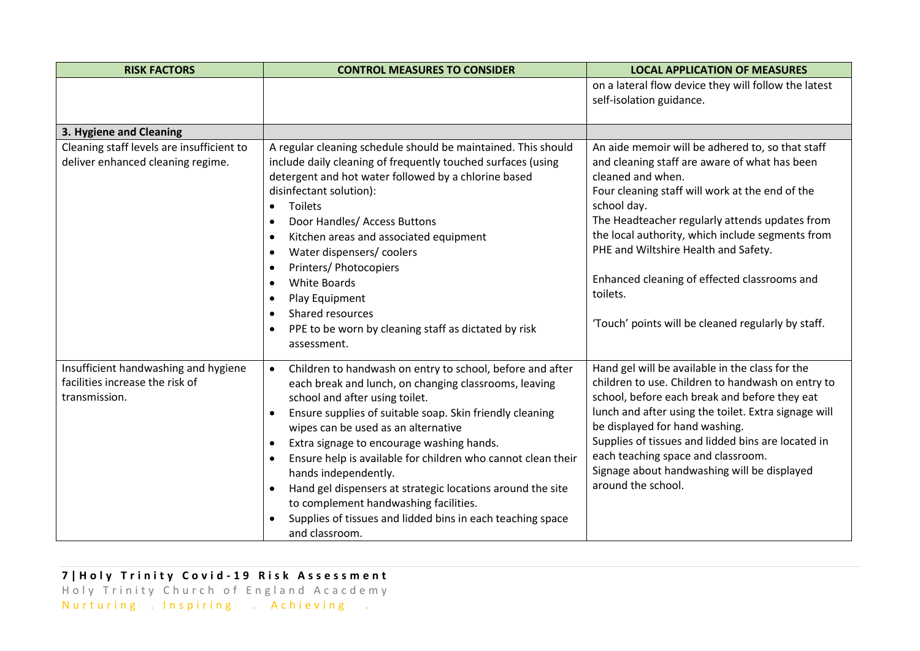| RISK FACTORS | CONTROL MEASURES TO CONSIDER | LOCAL APPLICATION OF MEASURES |
|---|---|---|
| | | on a lateral flow device they will follow the latest self-isolation guidance. |
| **3. Hygiene and Cleaning** | | |
| Cleaning staff levels are insufficient to deliver enhanced cleaning regime. | A regular cleaning schedule should be maintained. This should include daily cleaning of frequently touched surfaces (using detergent and hot water followed by a chlorine based disinfectant solution):<br>• Toilets<br>• Door Handles/ Access Buttons<br>• Kitchen areas and associated equipment<br>• Water dispensers/ coolers<br>• Printers/ Photocopiers<br>• White Boards<br>• Play Equipment<br>• Shared resources<br>• PPE to be worn by cleaning staff as dictated by risk assessment. | An aide memoir will be adhered to, so that staff and cleaning staff are aware of what has been cleaned and when.<br>Four cleaning staff will work at the end of the school day.<br>The Headteacher regularly attends updates from the local authority, which include segments from PHE and Wiltshire Health and Safety.<br><br>Enhanced cleaning of effected classrooms and toilets.<br><br>'Touch' points will be cleaned regularly by staff. |
| Insufficient handwashing and hygiene facilities increase the risk of transmission. | • Children to handwash on entry to school, before and after each break and lunch, on changing classrooms, leaving school and after using toilet.<br>• Ensure supplies of suitable soap. Skin friendly cleaning wipes can be used as an alternative<br>• Extra signage to encourage washing hands.<br>• Ensure help is available for children who cannot clean their hands independently.<br>• Hand gel dispensers at strategic locations around the site to complement handwashing facilities.<br>• Supplies of tissues and lidded bins in each teaching space and classroom. | Hand gel will be available in the class for the children to use. Children to handwash on entry to school, before each break and before they eat lunch and after using the toilet. Extra signage will be displayed for hand washing.<br>Supplies of tissues and lidded bins are located in each teaching space and classroom.<br>Signage about handwashing will be displayed around the school. |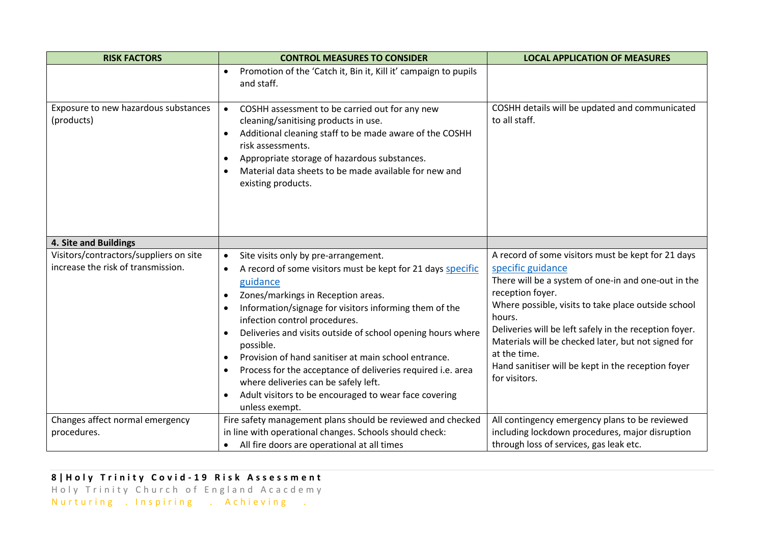| RISK FACTORS | CONTROL MEASURES TO CONSIDER | LOCAL APPLICATION OF MEASURES |
|---|---|---|
| | • Promotion of the 'Catch it, Bin it, Kill it' campaign to pupils and staff. | |
| Exposure to new hazardous substances (products) | • COSHH assessment to be carried out for any new cleaning/sanitising products in use.<br>• Additional cleaning staff to be made aware of the COSHH risk assessments.<br>• Appropriate storage of hazardous substances.<br>• Material data sheets to be made available for new and existing products. | COSHH details will be updated and communicated to all staff. |
| **4. Site and Buildings** | | |
| Visitors/contractors/suppliers on site increase the risk of transmission. | • Site visits only by pre-arrangement.<br>• A record of some visitors must be kept for 21 days [specific guidance]<br>• Zones/markings in Reception areas.<br>• Information/signage for visitors informing them of the infection control procedures.<br>• Deliveries and visits outside of school opening hours where possible.<br>• Provision of hand sanitiser at main school entrance.<br>• Process for the acceptance of deliveries required i.e. area where deliveries can be safely left.<br>• Adult visitors to be encouraged to wear face covering unless exempt. | A record of some visitors must be kept for 21 days [specific guidance]<br>There will be a system of one-in and one-out in the reception foyer.<br>Where possible, visits to take place outside school hours.<br>Deliveries will be left safely in the reception foyer. Materials will be checked later, but not signed for at the time.<br>Hand sanitiser will be kept in the reception foyer for visitors. |
| Changes affect normal emergency procedures. | Fire safety management plans should be reviewed and checked in line with operational changes. Schools should check:<br>• All fire doors are operational at all times | All contingency emergency plans to be reviewed including lockdown procedures, major disruption through loss of services, gas leak etc. |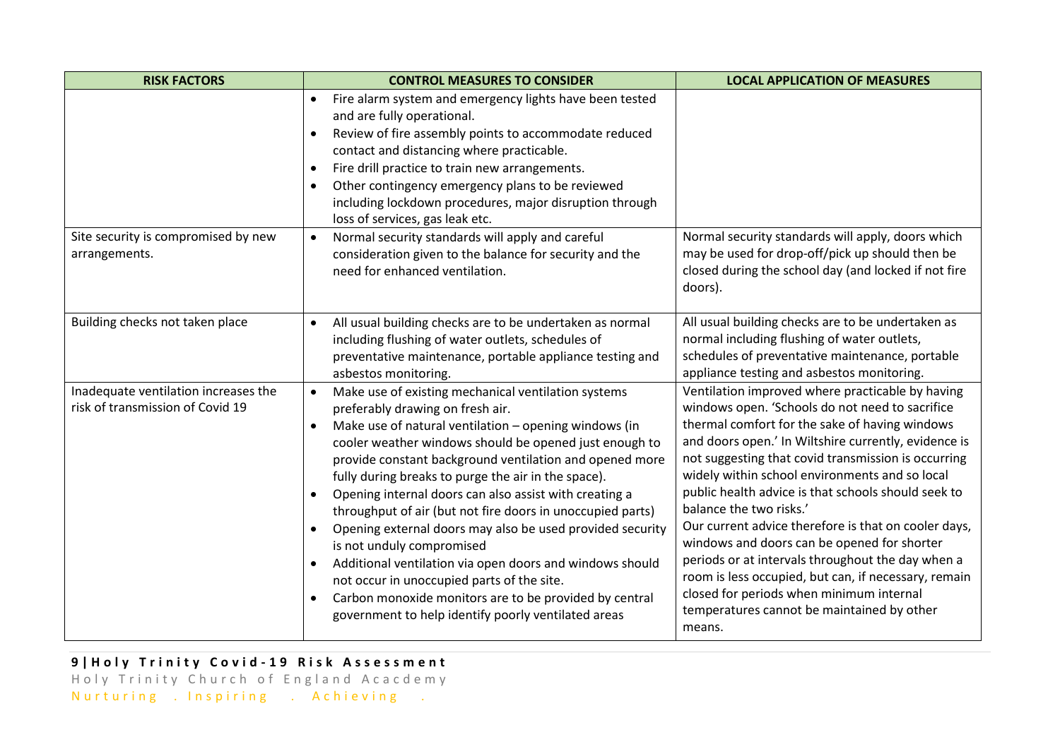| RISK FACTORS | CONTROL MEASURES TO CONSIDER | LOCAL APPLICATION OF MEASURES |
|---|---|---|
| | • Fire alarm system and emergency lights have been tested and are fully operational.<br>• Review of fire assembly points to accommodate reduced contact and distancing where practicable.<br>• Fire drill practice to train new arrangements.<br>• Other contingency emergency plans to be reviewed including lockdown procedures, major disruption through loss of services, gas leak etc. | |
| Site security is compromised by new arrangements. | • Normal security standards will apply and careful consideration given to the balance for security and the need for enhanced ventilation. | Normal security standards will apply, doors which may be used for drop-off/pick up should then be closed during the school day (and locked if not fire doors). |
| Building checks not taken place | • All usual building checks are to be undertaken as normal including flushing of water outlets, schedules of preventative maintenance, portable appliance testing and asbestos monitoring. | All usual building checks are to be undertaken as normal including flushing of water outlets, schedules of preventative maintenance, portable appliance testing and asbestos monitoring. |
| Inadequate ventilation increases the risk of transmission of Covid 19 | • Make use of existing mechanical ventilation systems preferably drawing on fresh air.<br>• Make use of natural ventilation – opening windows (in cooler weather windows should be opened just enough to provide constant background ventilation and opened more fully during breaks to purge the air in the space).<br>• Opening internal doors can also assist with creating a throughput of air (but not fire doors in unoccupied parts)<br>• Opening external doors may also be used provided security is not unduly compromised<br>• Additional ventilation via open doors and windows should not occur in unoccupied parts of the site.<br>• Carbon monoxide monitors are to be provided by central government to help identify poorly ventilated areas | Ventilation improved where practicable by having windows open. 'Schools do not need to sacrifice thermal comfort for the sake of having windows and doors open.' In Wiltshire currently, evidence is not suggesting that covid transmission is occurring widely within school environments and so local public health advice is that schools should seek to balance the two risks.'<br>Our current advice therefore is that on cooler days, windows and doors can be opened for shorter periods or at intervals throughout the day when a room is less occupied, but can, if necessary, remain closed for periods when minimum internal temperatures cannot be maintained by other means. |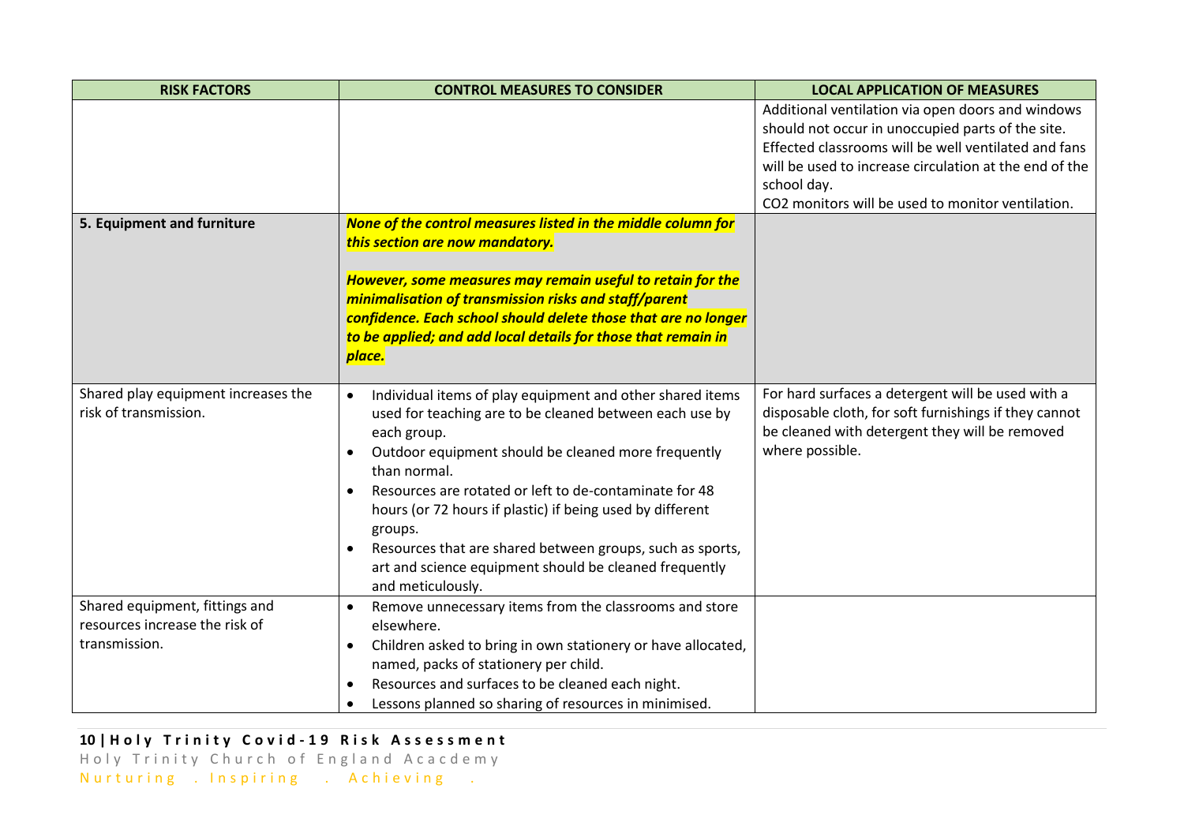| RISK FACTORS | CONTROL MEASURES TO CONSIDER | LOCAL APPLICATION OF MEASURES |
|---|---|---|
| | | Additional ventilation via open doors and windows should not occur in unoccupied parts of the site. Effected classrooms will be well ventilated and fans will be used to increase circulation at the end of the school day.<br>$CO_2$ monitors will be used to monitor ventilation. |
| **5. Equipment and furniture** | ***None of the control measures listed in the middle column for this section are now mandatory.***<br><br>***However, some measures may remain useful to retain for the minimalisation of transmission risks and staff/parent confidence. Each school should delete those that are no longer to be applied; and add local details for those that remain in place.*** | |
| Shared play equipment increases the risk of transmission. | • Individual items of play equipment and other shared items used for teaching are to be cleaned between each use by each group.<br>• Outdoor equipment should be cleaned more frequently than normal.<br>• Resources are rotated or left to de-contaminate for 48 hours (or 72 hours if plastic) if being used by different groups.<br>• Resources that are shared between groups, such as sports, art and science equipment should be cleaned frequently and meticulously. | For hard surfaces a detergent will be used with a disposable cloth, for soft furnishings if they cannot be cleaned with detergent they will be removed where possible. |
| Shared equipment, fittings and resources increase the risk of transmission. | • Remove unnecessary items from the classrooms and store elsewhere.<br>• Children asked to bring in own stationery or have allocated, named, packs of stationery per child.<br>• Resources and surfaces to be cleaned each night.<br>• Lessons planned so sharing of resources in minimised. | |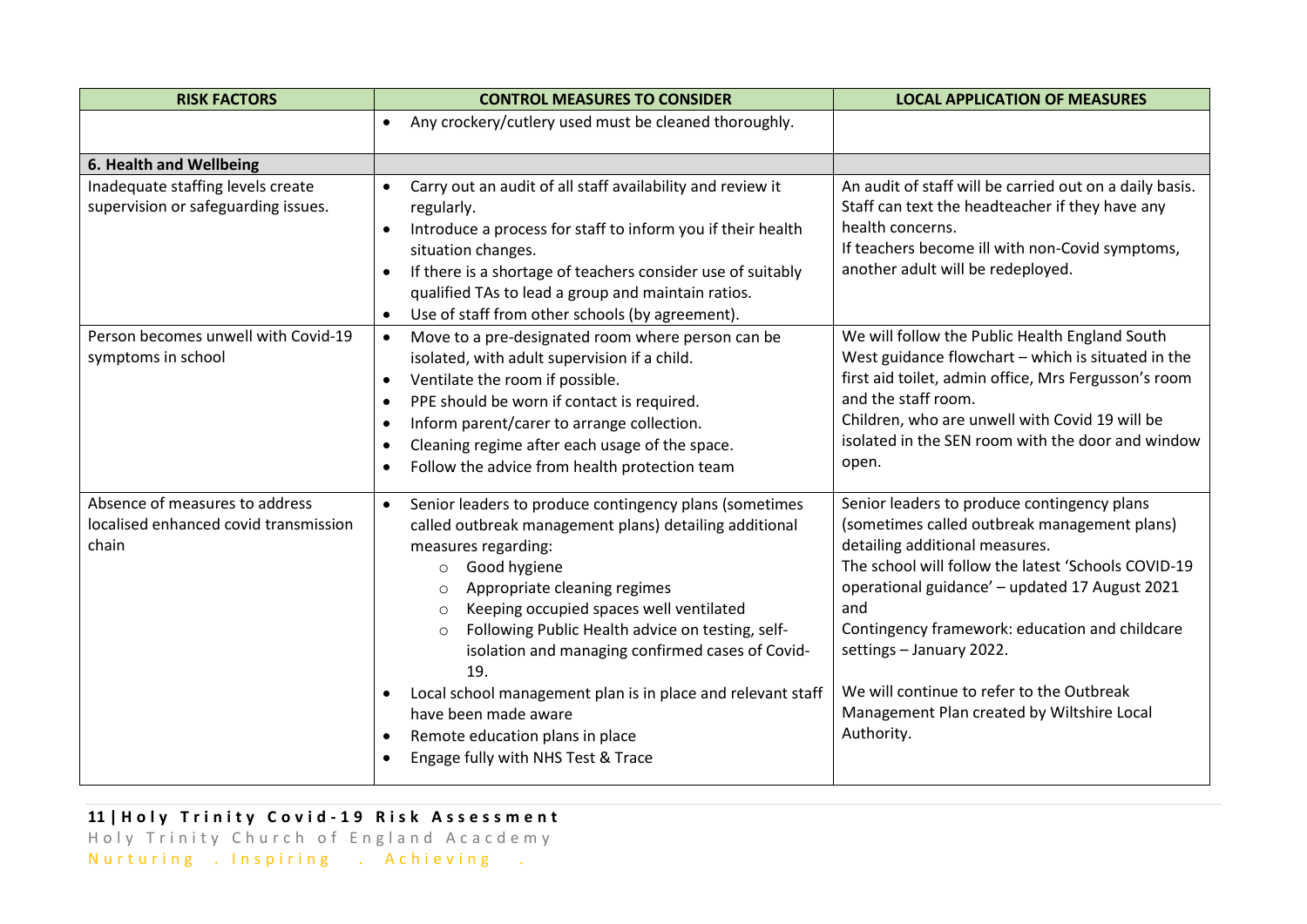| RISK FACTORS | CONTROL MEASURES TO CONSIDER | LOCAL APPLICATION OF MEASURES |
|---|---|---|
| | • Any crockery/cutlery used must be cleaned thoroughly. | |
| **6. Health and Wellbeing** | | |
| Inadequate staffing levels create supervision or safeguarding issues. | • Carry out an audit of all staff availability and review it regularly.<br>• Introduce a process for staff to inform you if their health situation changes.<br>• If there is a shortage of teachers consider use of suitably qualified TAs to lead a group and maintain ratios.<br>• Use of staff from other schools (by agreement). | An audit of staff will be carried out on a daily basis. Staff can text the headteacher if they have any health concerns.<br>If teachers become ill with non-Covid symptoms, another adult will be redeployed. |
| Person becomes unwell with Covid-19 symptoms in school | • Move to a pre-designated room where person can be isolated, with adult supervision if a child.<br>• Ventilate the room if possible.<br>• PPE should be worn if contact is required.<br>• Inform parent/carer to arrange collection.<br>• Cleaning regime after each usage of the space.<br>• Follow the advice from health protection team | We will follow the Public Health England South West guidance flowchart – which is situated in the first aid toilet, admin office, Mrs Fergusson's room and the staff room.<br>Children, who are unwell with Covid 19 will be isolated in the SEN room with the door and window open. |
| Absence of measures to address localised enhanced covid transmission chain | • Senior leaders to produce contingency plans (sometimes called outbreak management plans) detailing additional measures regarding:<br>  ○ Good hygiene<br>  ○ Appropriate cleaning regimes<br>  ○ Keeping occupied spaces well ventilated<br>  ○ Following Public Health advice on testing, self-isolation and managing confirmed cases of Covid-19.<br>• Local school management plan is in place and relevant staff have been made aware<br>• Remote education plans in place<br>• Engage fully with NHS Test & Trace | Senior leaders to produce contingency plans (sometimes called outbreak management plans) detailing additional measures.<br>The school will follow the latest 'Schools COVID-19 operational guidance' – updated 17 August 2021 and<br>Contingency framework: education and childcare settings – January 2022.<br><br>We will continue to refer to the Outbreak Management Plan created by Wiltshire Local Authority. |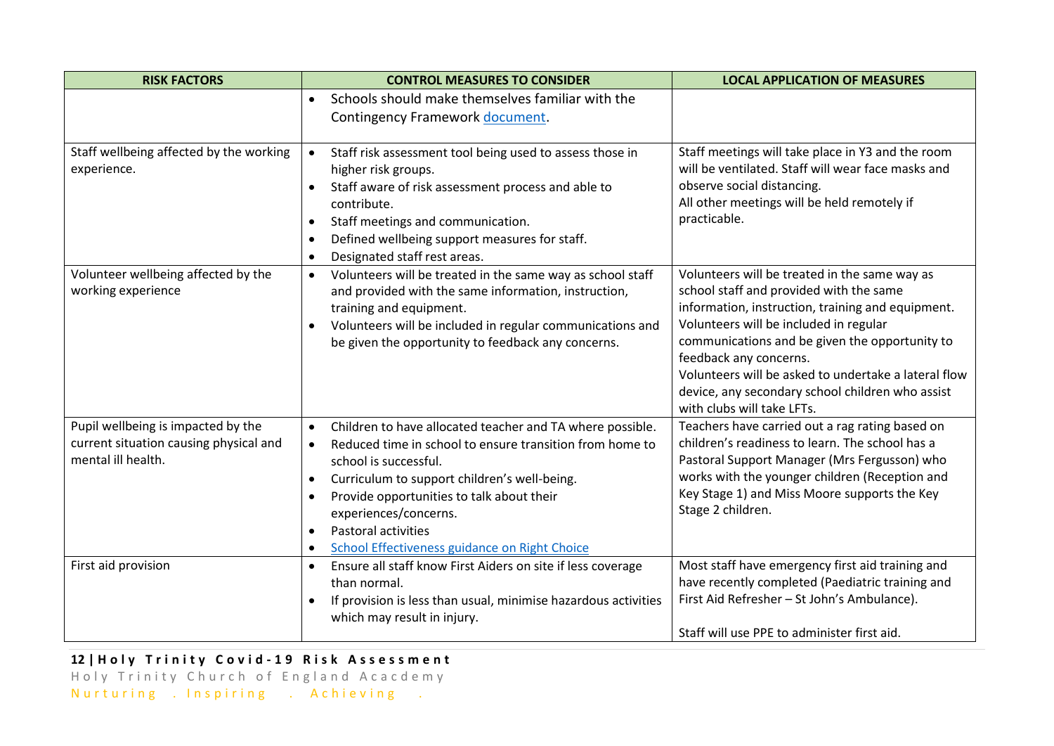| RISK FACTORS | CONTROL MEASURES TO CONSIDER | LOCAL APPLICATION OF MEASURES |
|---|---|---|
| | • Schools should make themselves familiar with the Contingency Framework [document](). | |
| Staff wellbeing affected by the working experience. | • Staff risk assessment tool being used to assess those in higher risk groups.<br>• Staff aware of risk assessment process and able to contribute.<br>• Staff meetings and communication.<br>• Defined wellbeing support measures for staff.<br>• Designated staff rest areas. | Staff meetings will take place in Y3 and the room will be ventilated. Staff will wear face masks and observe social distancing.<br>All other meetings will be held remotely if practicable. |
| Volunteer wellbeing affected by the working experience | • Volunteers will be treated in the same way as school staff and provided with the same information, instruction, training and equipment.<br>• Volunteers will be included in regular communications and be given the opportunity to feedback any concerns. | Volunteers will be treated in the same way as school staff and provided with the same information, instruction, training and equipment. Volunteers will be included in regular communications and be given the opportunity to feedback any concerns.<br>Volunteers will be asked to undertake a lateral flow device, any secondary school children who assist with clubs will take LFTs. |
| Pupil wellbeing is impacted by the current situation causing physical and mental ill health. | • Children to have allocated teacher and TA where possible.<br>• Reduced time in school to ensure transition from home to school is successful.<br>• Curriculum to support children's well-being.<br>• Provide opportunities to talk about their experiences/concerns.<br>• Pastoral activities<br>• [School Effectiveness guidance on Right Choice]() | Teachers have carried out a rag rating based on children's readiness to learn. The school has a Pastoral Support Manager (Mrs Fergusson) who works with the younger children (Reception and Key Stage 1) and Miss Moore supports the Key Stage 2 children. |
| First aid provision | • Ensure all staff know First Aiders on site if less coverage than normal.<br>• If provision is less than usual, minimise hazardous activities which may result in injury. | Most staff have emergency first aid training and have recently completed (Paediatric training and First Aid Refresher – St John's Ambulance).<br><br>Staff will use PPE to administer first aid. |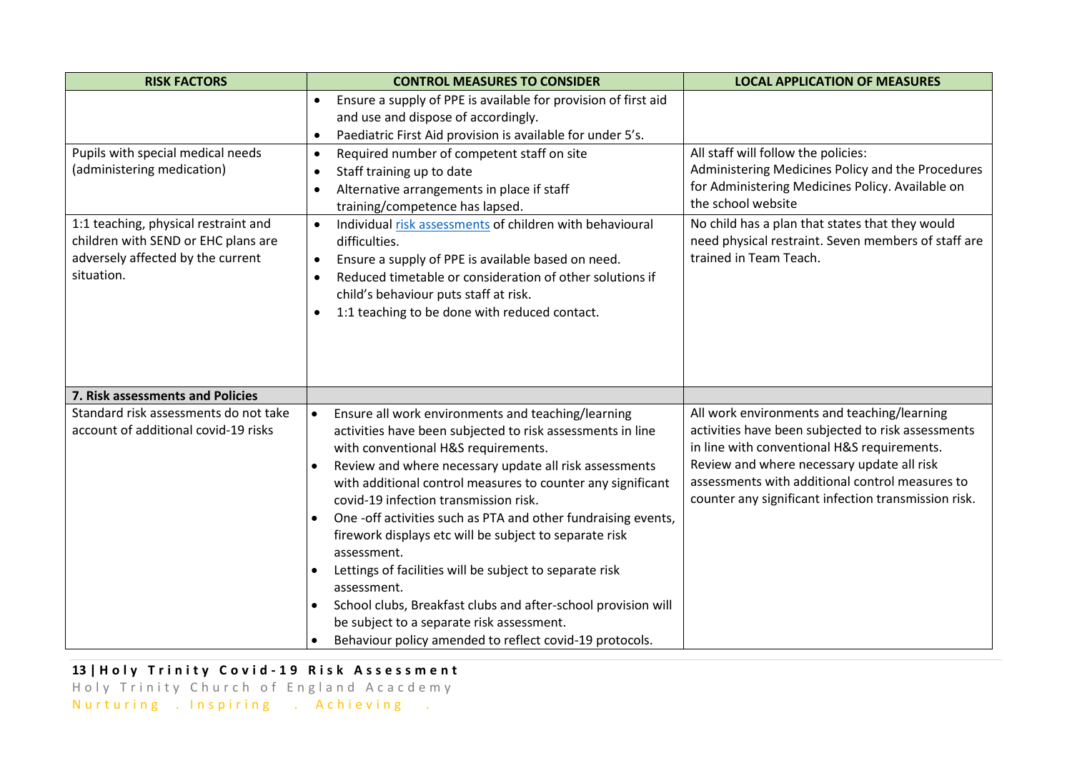| RISK FACTORS | CONTROL MEASURES TO CONSIDER | LOCAL APPLICATION OF MEASURES |
|---|---|---|
| | • Ensure a supply of PPE is available for provision of first aid and use and dispose of accordingly.<br>• Paediatric First Aid provision is available for under 5's. | |
| Pupils with special medical needs (administering medication) | • Required number of competent staff on site<br>• Staff training up to date<br>• Alternative arrangements in place if staff training/competence has lapsed. | All staff will follow the policies: Administering Medicines Policy and the Procedures for Administering Medicines Policy. Available on the school website |
| 1:1 teaching, physical restraint and children with SEND or EHC plans are adversely affected by the current situation. | • Individual risk assessments of children with behavioural difficulties.<br>• Ensure a supply of PPE is available based on need.<br>• Reduced timetable or consideration of other solutions if child's behaviour puts staff at risk.<br>• 1:1 teaching to be done with reduced contact. | No child has a plan that states that they would need physical restraint. Seven members of staff are trained in Team Teach. |
| **7. Risk assessments and Policies** | | |
| Standard risk assessments do not take account of additional covid-19 risks | • Ensure all work environments and teaching/learning activities have been subjected to risk assessments in line with conventional H&S requirements.<br>• Review and where necessary update all risk assessments with additional control measures to counter any significant covid-19 infection transmission risk.<br>• One -off activities such as PTA and other fundraising events, firework displays etc will be subject to separate risk assessment.<br>• Lettings of facilities will be subject to separate risk assessment.<br>• School clubs, Breakfast clubs and after-school provision will be subject to a separate risk assessment.<br>• Behaviour policy amended to reflect covid-19 protocols. | All work environments and teaching/learning activities have been subjected to risk assessments in line with conventional H&S requirements. Review and where necessary update all risk assessments with additional control measures to counter any significant infection transmission risk. |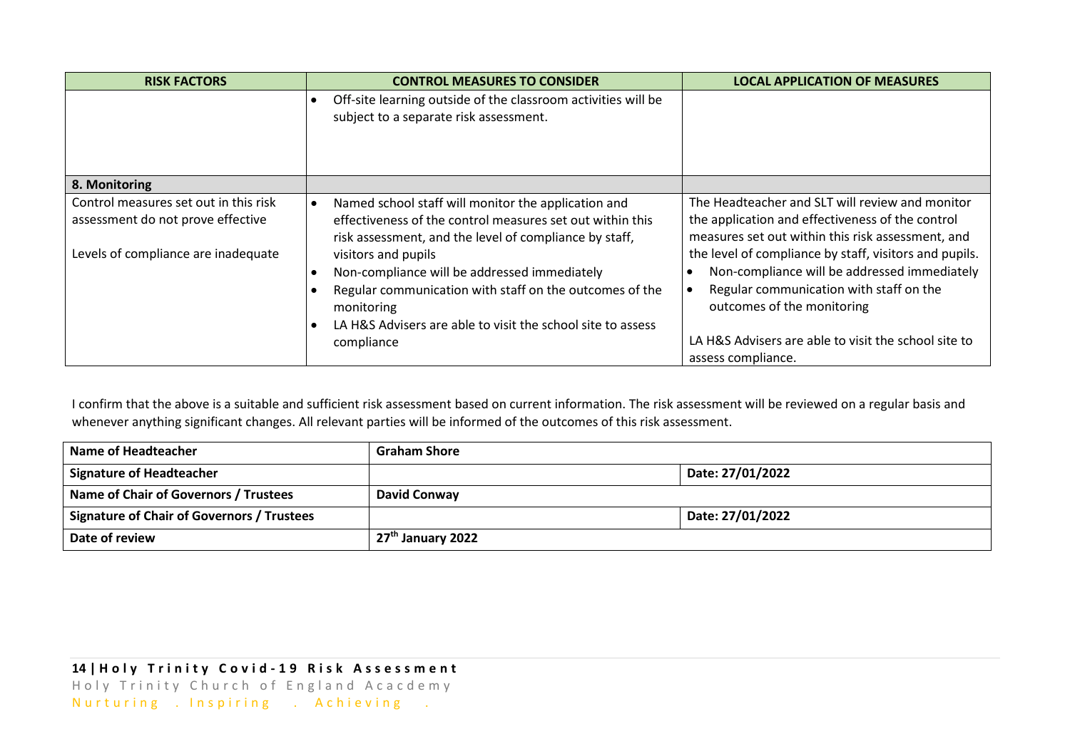| RISK FACTORS | CONTROL MEASURES TO CONSIDER | LOCAL APPLICATION OF MEASURES |
|---|---|---|
| | • Off-site learning outside of the classroom activities will be subject to a separate risk assessment. | |
| **8. Monitoring** | | |
| Control measures set out in this risk assessment do not prove effective<br><br>Levels of compliance are inadequate | • Named school staff will monitor the application and effectiveness of the control measures set out within this risk assessment, and the level of compliance by staff, visitors and pupils<br>• Non-compliance will be addressed immediately<br>• Regular communication with staff on the outcomes of the monitoring<br>• LA H&S Advisers are able to visit the school site to assess compliance | The Headteacher and SLT will review and monitor the application and effectiveness of the control measures set out within this risk assessment, and the level of compliance by staff, visitors and pupils.<br>• Non-compliance will be addressed immediately<br>• Regular communication with staff on the outcomes of the monitoring<br><br>LA H&S Advisers are able to visit the school site to assess compliance. |

I confirm that the above is a suitable and sufficient risk assessment based on current information. The risk assessment will be reviewed on a regular basis and whenever anything significant changes. All relevant parties will be informed of the outcomes of this risk assessment.

| | | |
|---|---|---|
| **Name of Headteacher** | **Graham Shore** | |
| **Signature of Headteacher** | | **Date: 27/01/2022** |
| **Name of Chair of Governors / Trustees** | **David Conway** | |
| **Signature of Chair of Governors / Trustees** | | **Date: 27/01/2022** |
| **Date of review** | **27th January 2022** | |